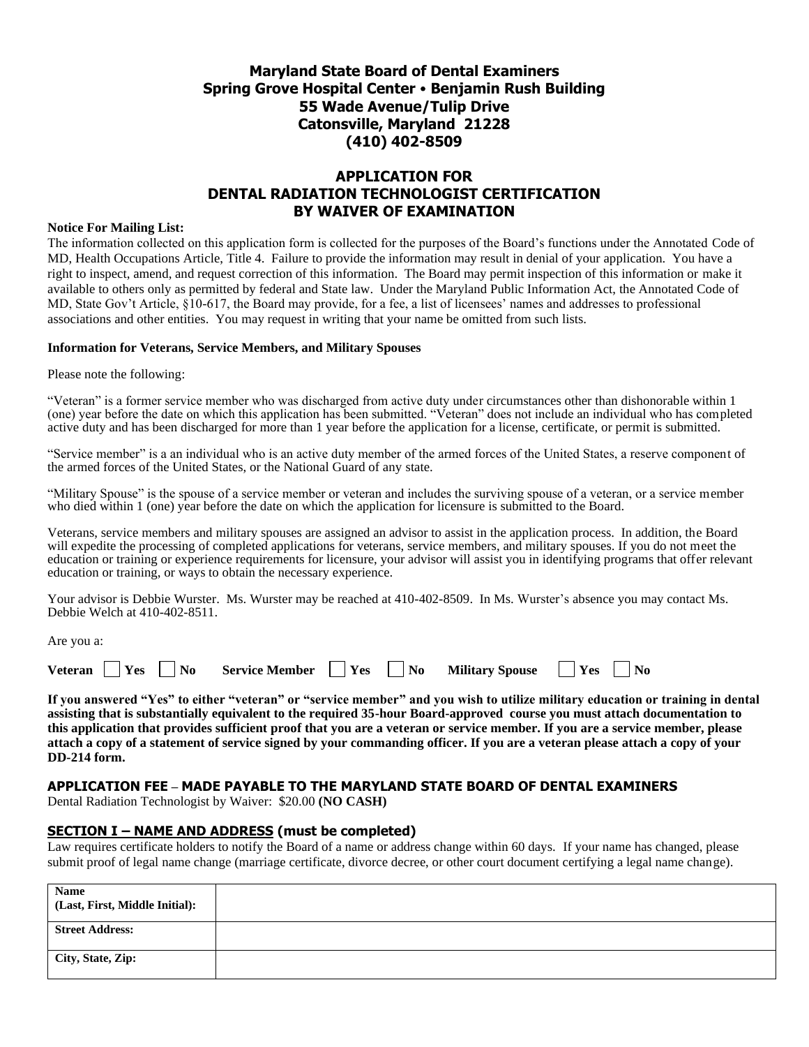# Maryland State Board of Dental Examiners
**Spring Grove Hospital Center • Benjamin Rush Building**
**55 Wade Avenue/Tulip Drive**
**Catonsville, Maryland 21228**
**(410) 402-8509**

## APPLICATION FOR DENTAL RADIATION TECHNOLOGIST CERTIFICATION BY WAIVER OF EXAMINATION

**Notice For Mailing List:**
The information collected on this application form is collected for the purposes of the Board's functions under the Annotated Code of MD, Health Occupations Article, Title 4. Failure to provide the information may result in denial of your application. You have a right to inspect, amend, and request correction of this information. The Board may permit inspection of this information or make it available to others only as permitted by federal and State law. Under the Maryland Public Information Act, the Annotated Code of MD, State Gov't Article, §10-617, the Board may provide, for a fee, a list of licensees' names and addresses to professional associations and other entities. You may request in writing that your name be omitted from such lists.

**Information for Veterans, Service Members, and Military Spouses**

Please note the following:

"Veteran" is a former service member who was discharged from active duty under circumstances other than dishonorable within 1 (one) year before the date on which this application has been submitted. "Veteran" does not include an individual who has completed active duty and has been discharged for more than 1 year before the application for a license, certificate, or permit is submitted.

"Service member" is a an individual who is an active duty member of the armed forces of the United States, a reserve component of the armed forces of the United States, or the National Guard of any state.

"Military Spouse" is the spouse of a service member or veteran and includes the surviving spouse of a veteran, or a service member who died within 1 (one) year before the date on which the application for licensure is submitted to the Board.

Veterans, service members and military spouses are assigned an advisor to assist in the application process. In addition, the Board will expedite the processing of completed applications for veterans, service members, and military spouses. If you do not meet the education or training or experience requirements for licensure, your advisor will assist you in identifying programs that offer relevant education or training, or ways to obtain the necessary experience.

Your advisor is Debbie Wurster. Ms. Wurster may be reached at 410-402-8509. In Ms. Wurster's absence you may contact Ms. Debbie Welch at 410-402-8511.

Are you a:

**Veteran** ☐ **Yes** ☐ **No** **Service Member** ☐ **Yes** ☐ **No** **Military Spouse** ☐ **Yes** ☐ **No**

**If you answered "Yes" to either "veteran" or "service member" and you wish to utilize military education or training in dental assisting that is substantially equivalent to the required 35-hour Board-approved course you must attach documentation to this application that provides sufficient proof that you are a veteran or service member. If you are a service member, please attach a copy of a statement of service signed by your commanding officer. If you are a veteran please attach a copy of your DD-214 form.**

### APPLICATION FEE – MADE PAYABLE TO THE MARYLAND STATE BOARD OF DENTAL EXAMINERS
Dental Radiation Technologist by Waiver: $20.00 **(NO CASH)**

### SECTION I – NAME AND ADDRESS (must be completed)
Law requires certificate holders to notify the Board of a name or address change within 60 days. If your name has changed, please submit proof of legal name change (marriage certificate, divorce decree, or other court document certifying a legal name change).

| | |
|---|---|
| **Name (Last, First, Middle Initial):** | |
| **Street Address:** | |
| **City, State, Zip:** | |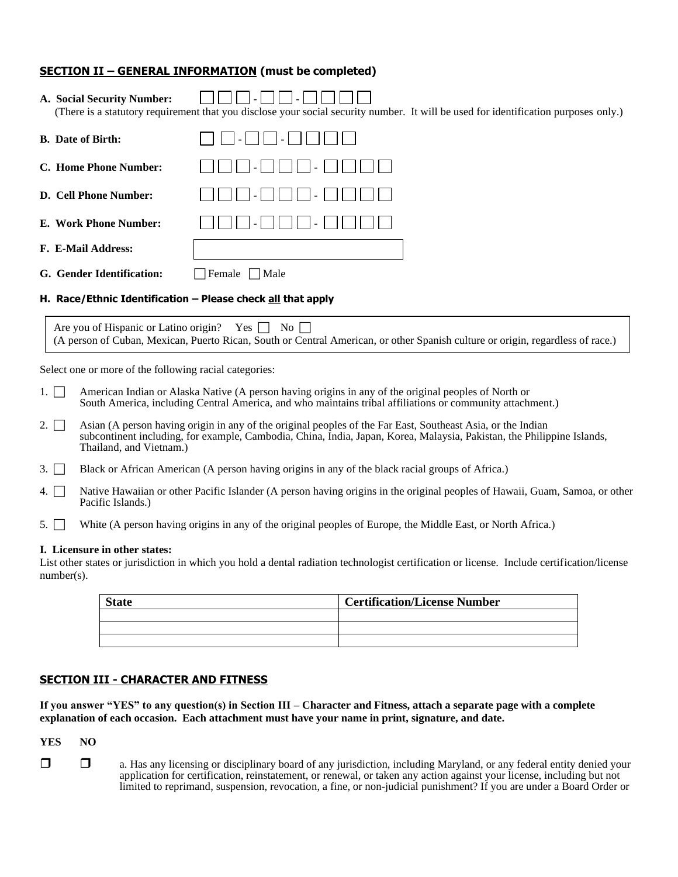## SECTION II – GENERAL INFORMATION (must be completed)

**A. Social Security Number:** ☐☐☐-☐☐-☐☐☐☐
(There is a statutory requirement that you disclose your social security number. It will be used for identification purposes only.)

**B. Date of Birth:** ☐☐-☐☐-☐☐☐☐

**C. Home Phone Number:** ☐☐☐-☐☐☐-☐☐☐☐

**D. Cell Phone Number:** ☐☐☐-☐☐☐-☐☐☐☐

**E. Work Phone Number:** ☐☐☐-☐☐☐-☐☐☐☐

**F. E-Mail Address:** ____________________

**G. Gender Identification:** ☐ Female ☐ Male

**H. Race/Ethnic Identification – Please check all that apply**

Are you of Hispanic or Latino origin? Yes ☐ No ☐
(A person of Cuban, Mexican, Puerto Rican, South or Central American, or other Spanish culture or origin, regardless of race.)

Select one or more of the following racial categories:

1. ☐ American Indian or Alaska Native (A person having origins in any of the original peoples of North or South America, including Central America, and who maintains tribal affiliations or community attachment.)
2. ☐ Asian (A person having origin in any of the original peoples of the Far East, Southeast Asia, or the Indian subcontinent including, for example, Cambodia, China, India, Japan, Korea, Malaysia, Pakistan, the Philippine Islands, Thailand, and Vietnam.)
3. ☐ Black or African American (A person having origins in any of the black racial groups of Africa.)
4. ☐ Native Hawaiian or other Pacific Islander (A person having origins in the original peoples of Hawaii, Guam, Samoa, or other Pacific Islands.)
5. ☐ White (A person having origins in any of the original peoples of Europe, the Middle East, or North Africa.)

**I. Licensure in other states:**
List other states or jurisdiction in which you hold a dental radiation technologist certification or license. Include certification/license number(s).

| State | Certification/License Number |
|---|---|
| | |
| | |
| | |

## SECTION III - CHARACTER AND FITNESS

**If you answer "YES" to any question(s) in Section III – Character and Fitness, attach a separate page with a complete explanation of each occasion. Each attachment must have your name in print, signature, and date.**

**YES NO**

☐ ☐ a. Has any licensing or disciplinary board of any jurisdiction, including Maryland, or any federal entity denied your application for certification, reinstatement, or renewal, or taken any action against your license, including but not limited to reprimand, suspension, revocation, a fine, or non-judicial punishment? If you are under a Board Order or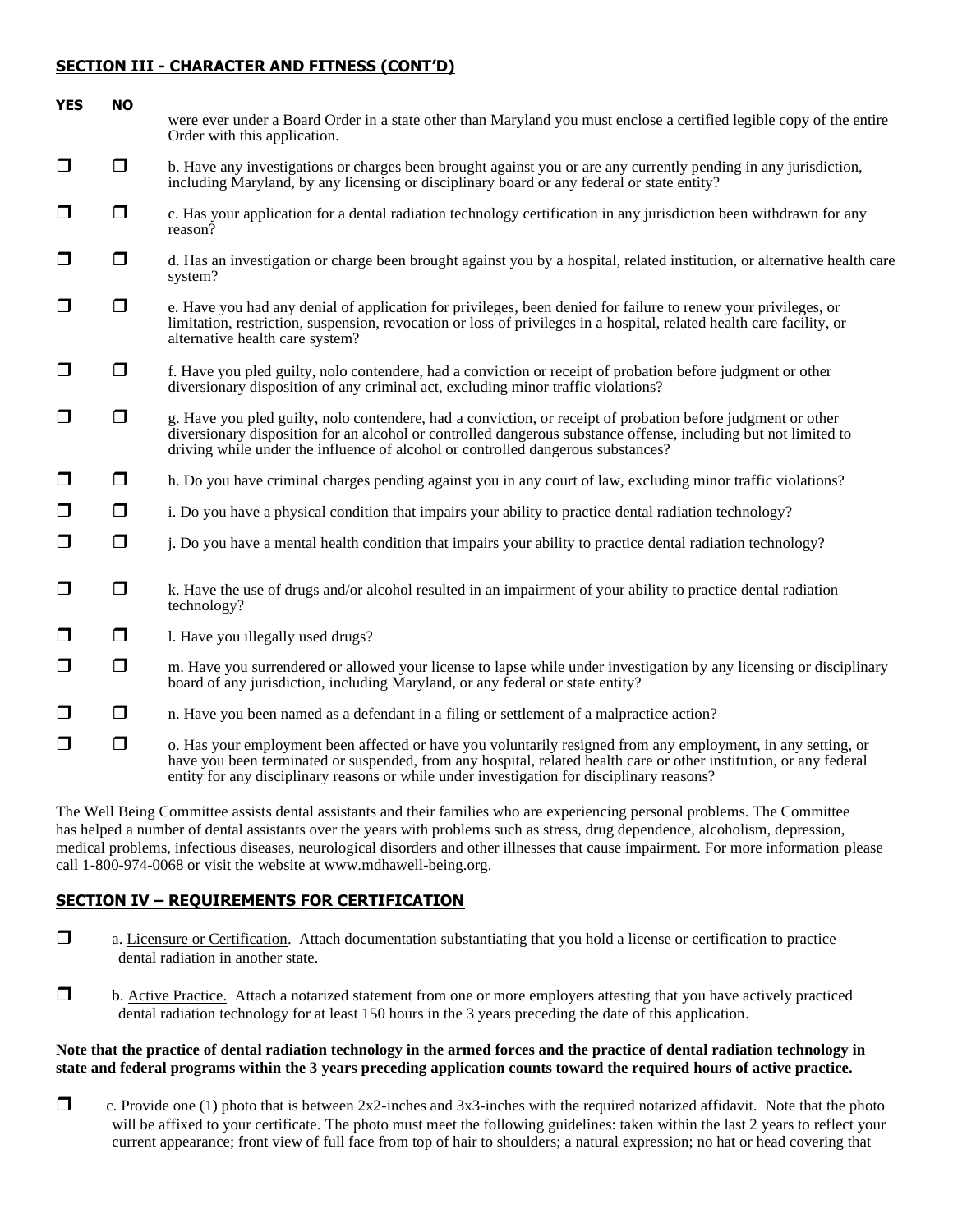## SECTION III - CHARACTER AND FITNESS (CONT'D)

| YES | NO | |
|---|---|---|
| | | were ever under a Board Order in a state other than Maryland you must enclose a certified legible copy of the entire Order with this application. |
| ☐ | ☐ | b. Have any investigations or charges been brought against you or are any currently pending in any jurisdiction, including Maryland, by any licensing or disciplinary board or any federal or state entity? |
| ☐ | ☐ | c. Has your application for a dental radiation technology certification in any jurisdiction been withdrawn for any reason? |
| ☐ | ☐ | d. Has an investigation or charge been brought against you by a hospital, related institution, or alternative health care system? |
| ☐ | ☐ | e. Have you had any denial of application for privileges, been denied for failure to renew your privileges, or limitation, restriction, suspension, revocation or loss of privileges in a hospital, related health care facility, or alternative health care system? |
| ☐ | ☐ | f. Have you pled guilty, nolo contendere, had a conviction or receipt of probation before judgment or other diversionary disposition of any criminal act, excluding minor traffic violations? |
| ☐ | ☐ | g. Have you pled guilty, nolo contendere, had a conviction, or receipt of probation before judgment or other diversionary disposition for an alcohol or controlled dangerous substance offense, including but not limited to driving while under the influence of alcohol or controlled dangerous substances? |
| ☐ | ☐ | h. Do you have criminal charges pending against you in any court of law, excluding minor traffic violations? |
| ☐ | ☐ | i. Do you have a physical condition that impairs your ability to practice dental radiation technology? |
| ☐ | ☐ | j. Do you have a mental health condition that impairs your ability to practice dental radiation technology? |
| ☐ | ☐ | k. Have the use of drugs and/or alcohol resulted in an impairment of your ability to practice dental radiation technology? |
| ☐ | ☐ | l. Have you illegally used drugs? |
| ☐ | ☐ | m. Have you surrendered or allowed your license to lapse while under investigation by any licensing or disciplinary board of any jurisdiction, including Maryland, or any federal or state entity? |
| ☐ | ☐ | n. Have you been named as a defendant in a filing or settlement of a malpractice action? |
| ☐ | ☐ | o. Has your employment been affected or have you voluntarily resigned from any employment, in any setting, or have you been terminated or suspended, from any hospital, related health care or other institution, or any federal entity for any disciplinary reasons or while under investigation for disciplinary reasons? |

The Well Being Committee assists dental assistants and their families who are experiencing personal problems. The Committee has helped a number of dental assistants over the years with problems such as stress, drug dependence, alcoholism, depression, medical problems, infectious diseases, neurological disorders and other illnesses that cause impairment. For more information please call 1-800-974-0068 or visit the website at www.mdhawell-being.org.

## SECTION IV – REQUIREMENTS FOR CERTIFICATION

☐ a. Licensure or Certification. Attach documentation substantiating that you hold a license or certification to practice dental radiation in another state.

☐ b. Active Practice. Attach a notarized statement from one or more employers attesting that you have actively practiced dental radiation technology for at least 150 hours in the 3 years preceding the date of this application.

**Note that the practice of dental radiation technology in the armed forces and the practice of dental radiation technology in state and federal programs within the 3 years preceding application counts toward the required hours of active practice.**

☐ c. Provide one (1) photo that is between 2x2-inches and 3x3-inches with the required notarized affidavit. Note that the photo will be affixed to your certificate. The photo must meet the following guidelines: taken within the last 2 years to reflect your current appearance; front view of full face from top of hair to shoulders; a natural expression; no hat or head covering that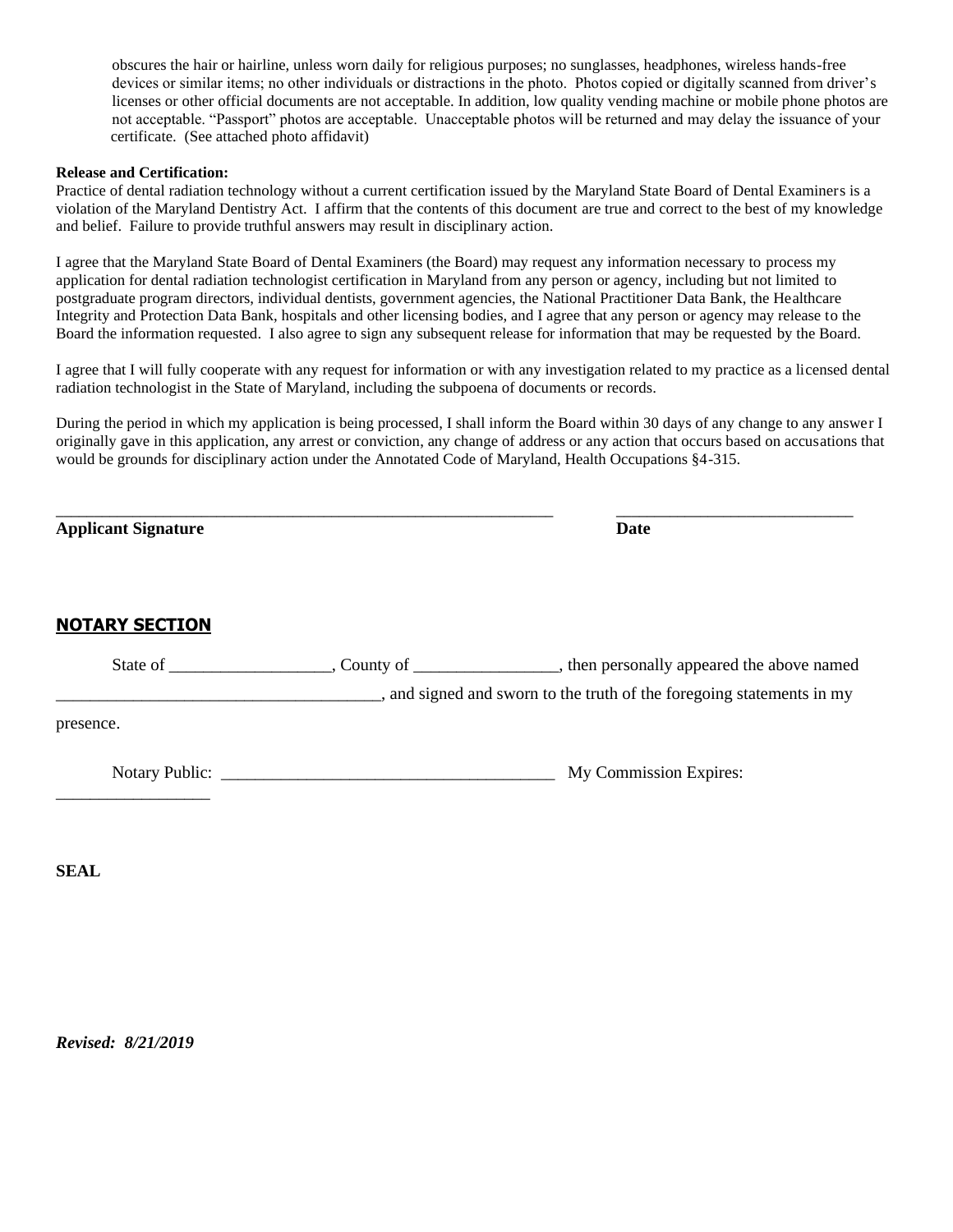obscures the hair or hairline, unless worn daily for religious purposes; no sunglasses, headphones, wireless hands-free devices or similar items; no other individuals or distractions in the photo. Photos copied or digitally scanned from driver's licenses or other official documents are not acceptable. In addition, low quality vending machine or mobile phone photos are not acceptable. "Passport" photos are acceptable. Unacceptable photos will be returned and may delay the issuance of your certificate. (See attached photo affidavit)

**Release and Certification:**

Practice of dental radiation technology without a current certification issued by the Maryland State Board of Dental Examiners is a violation of the Maryland Dentistry Act. I affirm that the contents of this document are true and correct to the best of my knowledge and belief. Failure to provide truthful answers may result in disciplinary action.

I agree that the Maryland State Board of Dental Examiners (the Board) may request any information necessary to process my application for dental radiation technologist certification in Maryland from any person or agency, including but not limited to postgraduate program directors, individual dentists, government agencies, the National Practitioner Data Bank, the Healthcare Integrity and Protection Data Bank, hospitals and other licensing bodies, and I agree that any person or agency may release to the Board the information requested. I also agree to sign any subsequent release for information that may be requested by the Board.

I agree that I will fully cooperate with any request for information or with any investigation related to my practice as a licensed dental radiation technologist in the State of Maryland, including the subpoena of documents or records.

During the period in which my application is being processed, I shall inform the Board within 30 days of any change to any answer I originally gave in this application, any arrest or conviction, any change of address or any action that occurs based on accusations that would be grounds for disciplinary action under the Annotated Code of Maryland, Health Occupations §4-315.

_____________________________________________________________ _____________________________

**Applicant Signature** **Date**

## NOTARY SECTION

State of ___________________, County of _________________, then personally appeared the above named ______________________________________, and signed and sworn to the truth of the foregoing statements in my presence.

Notary Public: ________________________________________ My Commission Expires: __________________

**SEAL**

***Revised: 8/21/2019***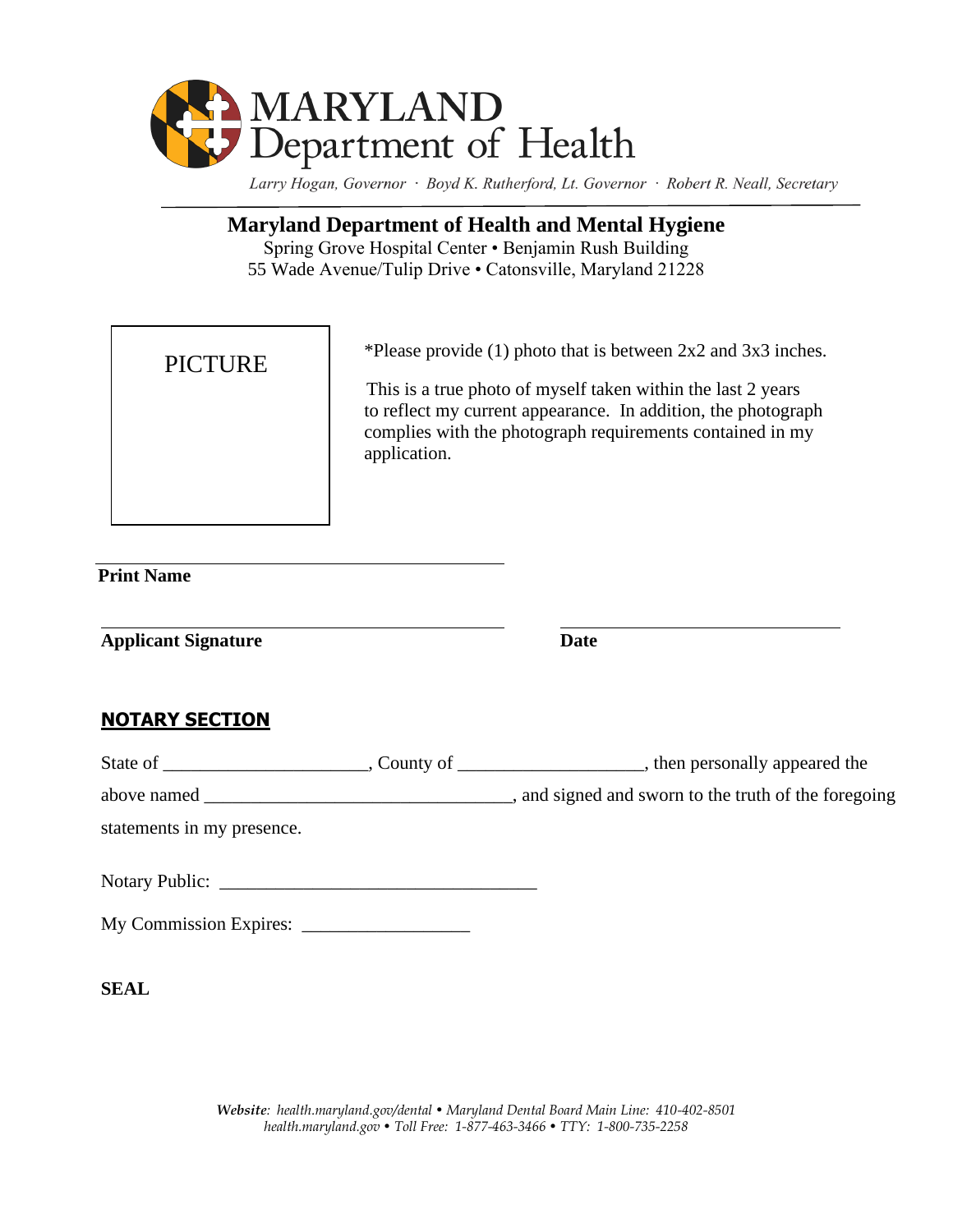# MARYLAND Department of Health

*Larry Hogan, Governor · Boyd K. Rutherford, Lt. Governor · Robert R. Neall, Secretary*

## Maryland Department of Health and Mental Hygiene

Spring Grove Hospital Center • Benjamin Rush Building
55 Wade Avenue/Tulip Drive • Catonsville, Maryland 21228

PICTURE

*Please provide (1) photo that is between 2x2 and 3x3 inches.

This is a true photo of myself taken within the last 2 years to reflect my current appearance. In addition, the photograph complies with the photograph requirements contained in my application.

______________________________________________
**Print Name**

______________________________________________ ______________________________
**Applicant Signature** **Date**

**NOTARY SECTION**

State of ______________________, County of ____________________, then personally appeared the above named _________________________________, and signed and sworn to the truth of the foregoing statements in my presence.

Notary Public: __________________________________

My Commission Expires: __________________

**SEAL**

***Website**: health.maryland.gov/dental • Maryland Dental Board Main Line: 410-402-8501*
*health.maryland.gov • Toll Free: 1-877-463-3466 • TTY: 1-800-735-2258*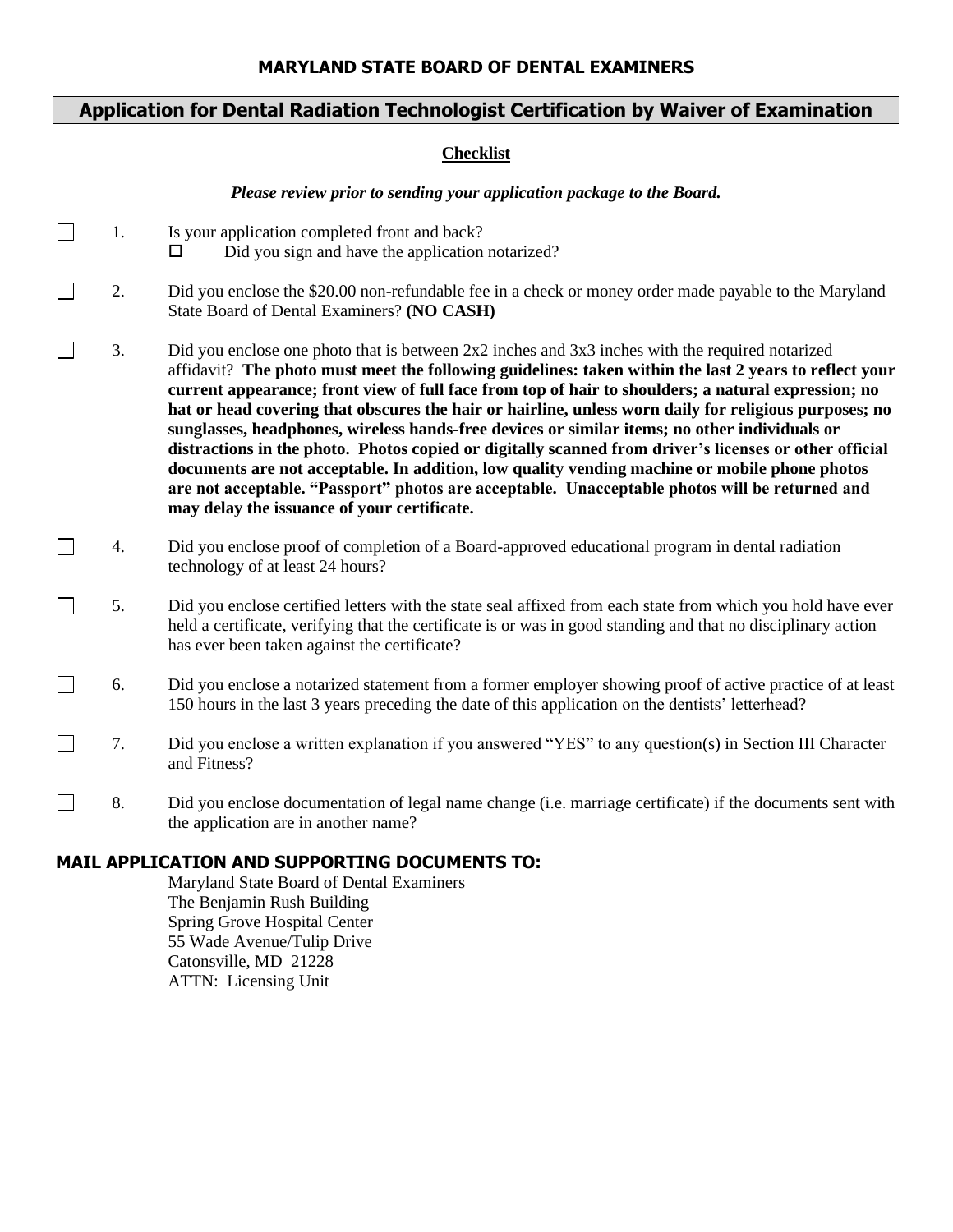**MARYLAND STATE BOARD OF DENTAL EXAMINERS**

## Application for Dental Radiation Technologist Certification by Waiver of Examination

**Checklist**

***Please review prior to sending your application package to the Board.***

- [ ] 1. Is your application completed front and back?
  - [ ] Did you sign and have the application notarized?

- [ ] 2. Did you enclose the $20.00 non-refundable fee in a check or money order made payable to the Maryland State Board of Dental Examiners? **(NO CASH)**

- [ ] 3. Did you enclose one photo that is between 2x2 inches and 3x3 inches with the required notarized affidavit? **The photo must meet the following guidelines: taken within the last 2 years to reflect your current appearance; front view of full face from top of hair to shoulders; a natural expression; no hat or head covering that obscures the hair or hairline, unless worn daily for religious purposes; no sunglasses, headphones, wireless hands-free devices or similar items; no other individuals or distractions in the photo. Photos copied or digitally scanned from driver's licenses or other official documents are not acceptable. In addition, low quality vending machine or mobile phone photos are not acceptable. "Passport" photos are acceptable. Unacceptable photos will be returned and may delay the issuance of your certificate.**

- [ ] 4. Did you enclose proof of completion of a Board-approved educational program in dental radiation technology of at least 24 hours?

- [ ] 5. Did you enclose certified letters with the state seal affixed from each state from which you hold have ever held a certificate, verifying that the certificate is or was in good standing and that no disciplinary action has ever been taken against the certificate?

- [ ] 6. Did you enclose a notarized statement from a former employer showing proof of active practice of at least 150 hours in the last 3 years preceding the date of this application on the dentists' letterhead?

- [ ] 7. Did you enclose a written explanation if you answered "YES" to any question(s) in Section III Character and Fitness?

- [ ] 8. Did you enclose documentation of legal name change (i.e. marriage certificate) if the documents sent with the application are in another name?

**MAIL APPLICATION AND SUPPORTING DOCUMENTS TO:**

Maryland State Board of Dental Examiners
The Benjamin Rush Building
Spring Grove Hospital Center
55 Wade Avenue/Tulip Drive
Catonsville, MD 21228
ATTN: Licensing Unit